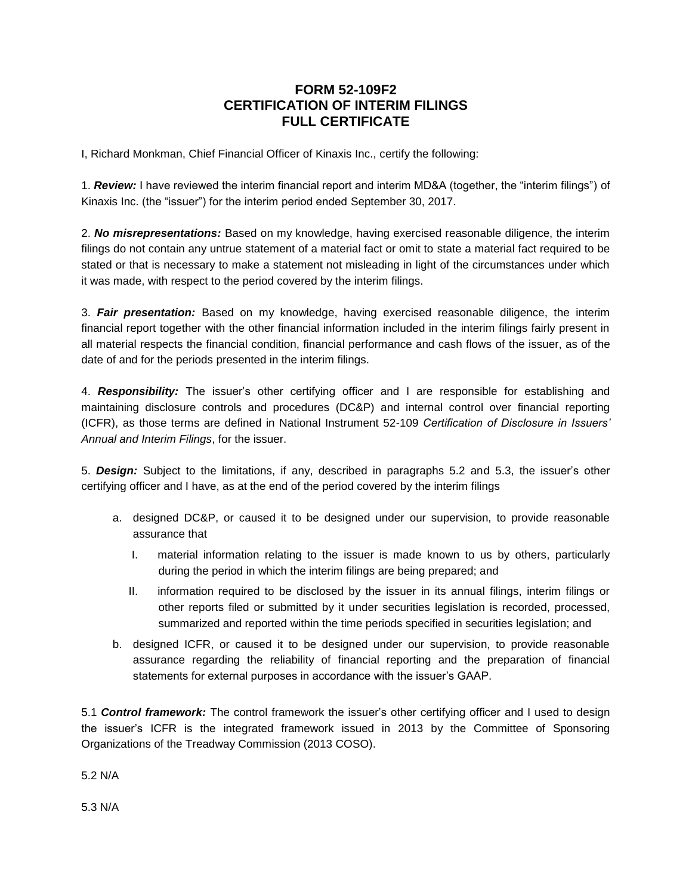# FORM 52-109F2
# CERTIFICATION OF INTERIM FILINGS
# FULL CERTIFICATE

I, Richard Monkman, Chief Financial Officer of Kinaxis Inc., certify the following:

1. ***Review:*** I have reviewed the interim financial report and interim MD&A (together, the "interim filings") of Kinaxis Inc. (the "issuer") for the interim period ended September 30, 2017.

2. ***No misrepresentations:*** Based on my knowledge, having exercised reasonable diligence, the interim filings do not contain any untrue statement of a material fact or omit to state a material fact required to be stated or that is necessary to make a statement not misleading in light of the circumstances under which it was made, with respect to the period covered by the interim filings.

3. ***Fair presentation:*** Based on my knowledge, having exercised reasonable diligence, the interim financial report together with the other financial information included in the interim filings fairly present in all material respects the financial condition, financial performance and cash flows of the issuer, as of the date of and for the periods presented in the interim filings.

4. ***Responsibility:*** The issuer's other certifying officer and I are responsible for establishing and maintaining disclosure controls and procedures (DC&P) and internal control over financial reporting (ICFR), as those terms are defined in National Instrument 52-109 *Certification of Disclosure in Issuers' Annual and Interim Filings*, for the issuer.

5. ***Design:*** Subject to the limitations, if any, described in paragraphs 5.2 and 5.3, the issuer's other certifying officer and I have, as at the end of the period covered by the interim filings

   a. designed DC&P, or caused it to be designed under our supervision, to provide reasonable assurance that

      I. material information relating to the issuer is made known to us by others, particularly during the period in which the interim filings are being prepared; and

      II. information required to be disclosed by the issuer in its annual filings, interim filings or other reports filed or submitted by it under securities legislation is recorded, processed, summarized and reported within the time periods specified in securities legislation; and

   b. designed ICFR, or caused it to be designed under our supervision, to provide reasonable assurance regarding the reliability of financial reporting and the preparation of financial statements for external purposes in accordance with the issuer's GAAP.

5.1 ***Control framework:*** The control framework the issuer's other certifying officer and I used to design the issuer's ICFR is the integrated framework issued in 2013 by the Committee of Sponsoring Organizations of the Treadway Commission (2013 COSO).

5.2 N/A

5.3 N/A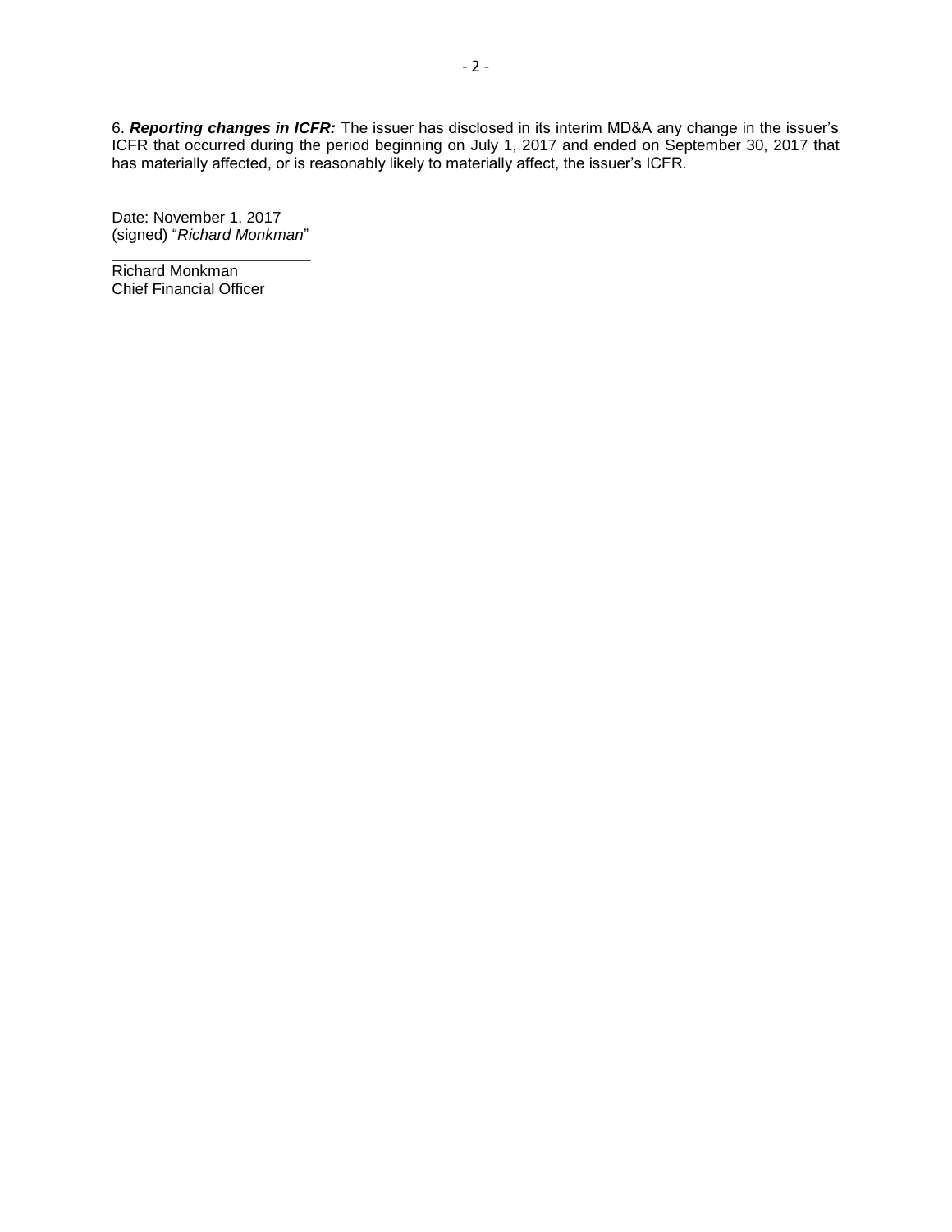6. ***Reporting changes in ICFR:*** The issuer has disclosed in its interim MD&A any change in the issuer's ICFR that occurred during the period beginning on July 1, 2017 and ended on September 30, 2017 that has materially affected, or is reasonably likely to materially affect, the issuer's ICFR.

Date: November 1, 2017
(signed) "*Richard Monkman*"

_______________________
Richard Monkman
Chief Financial Officer